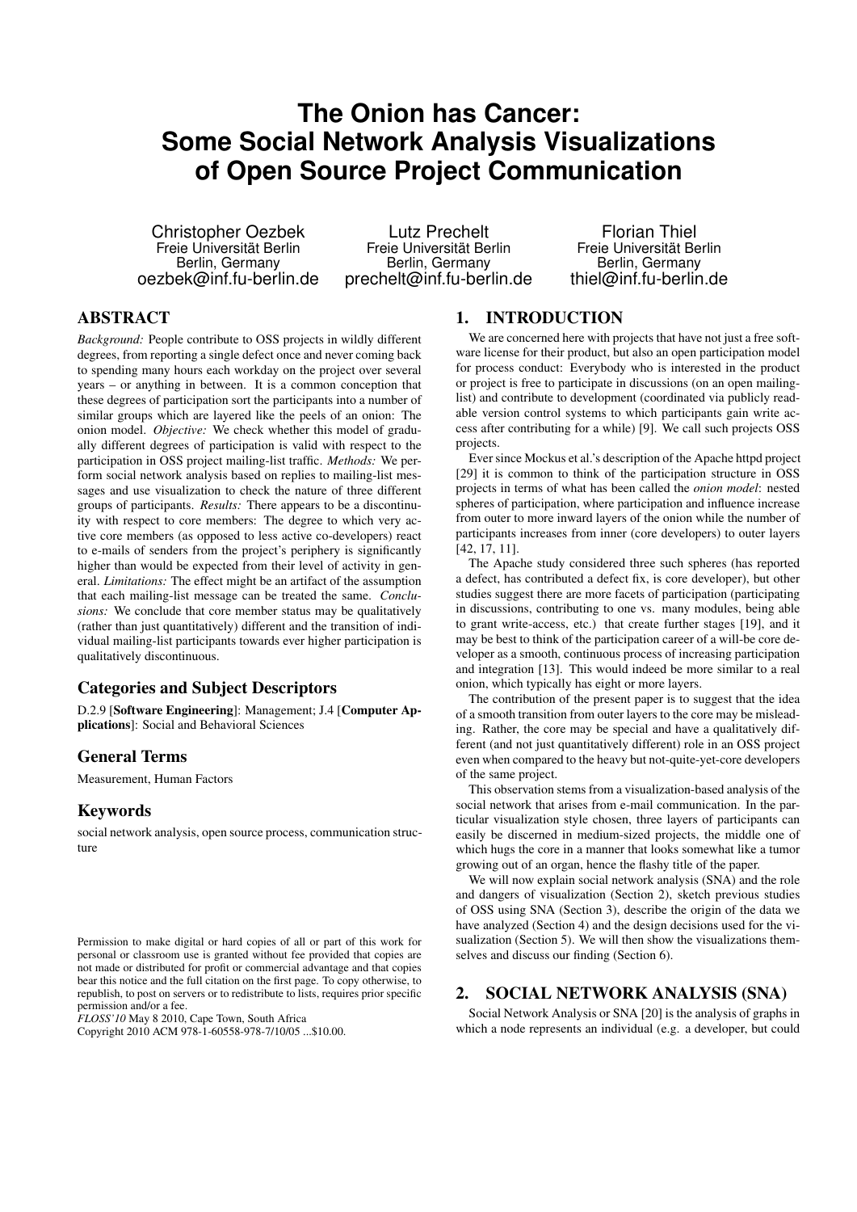# The Onion has Cancer: Some Social Network Analysis Visualizations of Open Source Project Communication

Christopher Oezbek
Freie Universität Berlin
Berlin, Germany
oezbek@inf.fu-berlin.de

Lutz Prechelt
Freie Universität Berlin
Berlin, Germany
prechelt@inf.fu-berlin.de

Florian Thiel
Freie Universität Berlin
Berlin, Germany
thiel@inf.fu-berlin.de

## ABSTRACT

*Background:* People contribute to OSS projects in wildly different degrees, from reporting a single defect once and never coming back to spending many hours each workday on the project over several years – or anything in between. It is a common conception that these degrees of participation sort the participants into a number of similar groups which are layered like the peels of an onion: The onion model. *Objective:* We check whether this model of gradually different degrees of participation is valid with respect to the participation in OSS project mailing-list traffic. *Methods:* We perform social network analysis based on replies to mailing-list messages and use visualization to check the nature of three different groups of participants. *Results:* There appears to be a discontinuity with respect to core members: The degree to which very active core members (as opposed to less active co-developers) react to e-mails of senders from the project's periphery is significantly higher than would be expected from their level of activity in general. *Limitations:* The effect might be an artifact of the assumption that each mailing-list message can be treated the same. *Conclusions:* We conclude that core member status may be qualitatively (rather than just quantitatively) different and the transition of individual mailing-list participants towards ever higher participation is qualitatively discontinuous.

### Categories and Subject Descriptors

D.2.9 [**Software Engineering**]: Management; J.4 [**Computer Applications**]: Social and Behavioral Sciences

### General Terms

Measurement, Human Factors

### Keywords

social network analysis, open source process, communication structure

Permission to make digital or hard copies of all or part of this work for personal or classroom use is granted without fee provided that copies are not made or distributed for profit or commercial advantage and that copies bear this notice and the full citation on the first page. To copy otherwise, to republish, to post on servers or to redistribute to lists, requires prior specific permission and/or a fee.
*FLOSS'10* May 8 2010, Cape Town, South Africa
Copyright 2010 ACM 978-1-60558-978-7/10/05 ...$10.00.

## 1. INTRODUCTION

We are concerned here with projects that have not just a free software license for their product, but also an open participation model for process conduct: Everybody who is interested in the product or project is free to participate in discussions (on an open mailing-list) and contribute to development (coordinated via publicly readable version control systems to which participants gain write access after contributing for a while) [9]. We call such projects OSS projects.

Ever since Mockus et al.'s description of the Apache httpd project [29] it is common to think of the participation structure in OSS projects in terms of what has been called the *onion model*: nested spheres of participation, where participation and influence increase from outer to more inward layers of the onion while the number of participants increases from inner (core developers) to outer layers [42, 17, 11].

The Apache study considered three such spheres (has reported a defect, has contributed a defect fix, is core developer), but other studies suggest there are more facets of participation (participating in discussions, contributing to one vs. many modules, being able to grant write-access, etc.) that create further stages [19], and it may be best to think of the participation career of a will-be core developer as a smooth, continuous process of increasing participation and integration [13]. This would indeed be more similar to a real onion, which typically has eight or more layers.

The contribution of the present paper is to suggest that the idea of a smooth transition from outer layers to the core may be misleading. Rather, the core may be special and have a qualitatively different (and not just quantitatively different) role in an OSS project even when compared to the heavy but not-quite-yet-core developers of the same project.

This observation stems from a visualization-based analysis of the social network that arises from e-mail communication. In the particular visualization style chosen, three layers of participants can easily be discerned in medium-sized projects, the middle one of which hugs the core in a manner that looks somewhat like a tumor growing out of an organ, hence the flashy title of the paper.

We will now explain social network analysis (SNA) and the role and dangers of visualization (Section 2), sketch previous studies of OSS using SNA (Section 3), describe the origin of the data we have analyzed (Section 4) and the design decisions used for the visualization (Section 5). We will then show the visualizations themselves and discuss our finding (Section 6).

## 2. SOCIAL NETWORK ANALYSIS (SNA)

Social Network Analysis or SNA [20] is the analysis of graphs in which a node represents an individual (e.g. a developer, but could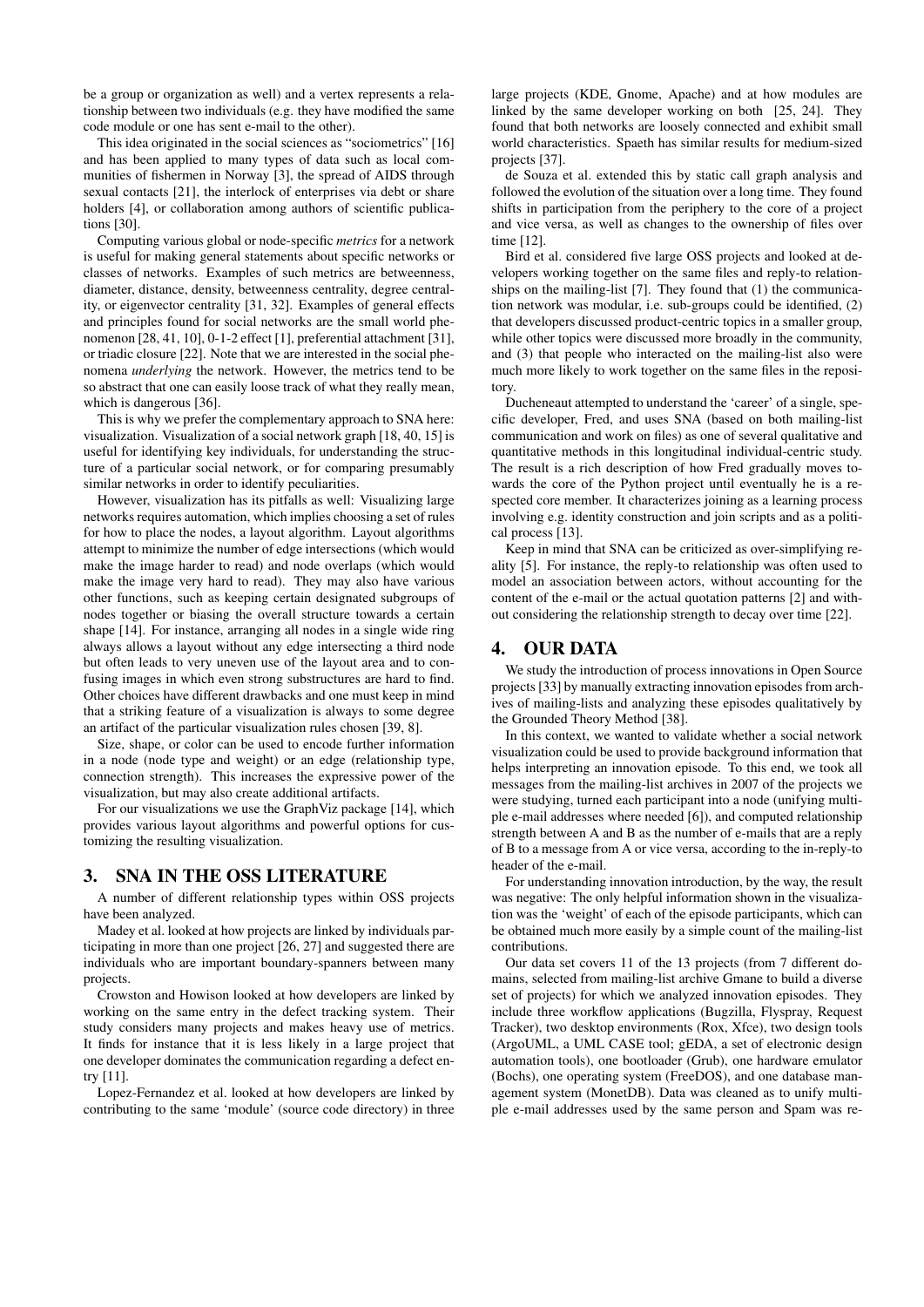be a group or organization as well) and a vertex represents a relationship between two individuals (e.g. they have modified the same code module or one has sent e-mail to the other).

This idea originated in the social sciences as "sociometrics" [16] and has been applied to many types of data such as local communities of fishermen in Norway [3], the spread of AIDS through sexual contacts [21], the interlock of enterprises via debt or share holders [4], or collaboration among authors of scientific publications [30].

Computing various global or node-specific *metrics* for a network is useful for making general statements about specific networks or classes of networks. Examples of such metrics are betweenness, diameter, distance, density, betweenness centrality, degree centrality, or eigenvector centrality [31, 32]. Examples of general effects and principles found for social networks are the small world phenomenon [28, 41, 10], 0-1-2 effect [1], preferential attachment [31], or triadic closure [22]. Note that we are interested in the social phenomena *underlying* the network. However, the metrics tend to be so abstract that one can easily loose track of what they really mean, which is dangerous [36].

This is why we prefer the complementary approach to SNA here: visualization. Visualization of a social network graph [18, 40, 15] is useful for identifying key individuals, for understanding the structure of a particular social network, or for comparing presumably similar networks in order to identify peculiarities.

However, visualization has its pitfalls as well: Visualizing large networks requires automation, which implies choosing a set of rules for how to place the nodes, a layout algorithm. Layout algorithms attempt to minimize the number of edge intersections (which would make the image harder to read) and node overlaps (which would make the image very hard to read). They may also have various other functions, such as keeping certain designated subgroups of nodes together or biasing the overall structure towards a certain shape [14]. For instance, arranging all nodes in a single wide ring always allows a layout without any edge intersecting a third node but often leads to very uneven use of the layout area and to confusing images in which even strong substructures are hard to find. Other choices have different drawbacks and one must keep in mind that a striking feature of a visualization is always to some degree an artifact of the particular visualization rules chosen [39, 8].

Size, shape, or color can be used to encode further information in a node (node type and weight) or an edge (relationship type, connection strength). This increases the expressive power of the visualization, but may also create additional artifacts.

For our visualizations we use the GraphViz package [14], which provides various layout algorithms and powerful options for customizing the resulting visualization.

## 3. SNA IN THE OSS LITERATURE

A number of different relationship types within OSS projects have been analyzed.

Madey et al. looked at how projects are linked by individuals participating in more than one project [26, 27] and suggested there are individuals who are important boundary-spanners between many projects.

Crowston and Howison looked at how developers are linked by working on the same entry in the defect tracking system. Their study considers many projects and makes heavy use of metrics. It finds for instance that it is less likely in a large project that one developer dominates the communication regarding a defect entry [11].

Lopez-Fernandez et al. looked at how developers are linked by contributing to the same 'module' (source code directory) in three large projects (KDE, Gnome, Apache) and at how modules are linked by the same developer working on both [25, 24]. They found that both networks are loosely connected and exhibit small world characteristics. Spaeth has similar results for medium-sized projects [37].

de Souza et al. extended this by static call graph analysis and followed the evolution of the situation over a long time. They found shifts in participation from the periphery to the core of a project and vice versa, as well as changes to the ownership of files over time [12].

Bird et al. considered five large OSS projects and looked at developers working together on the same files and reply-to relationships on the mailing-list [7]. They found that (1) the communication network was modular, i.e. sub-groups could be identified, (2) that developers discussed product-centric topics in a smaller group, while other topics were discussed more broadly in the community, and (3) that people who interacted on the mailing-list also were much more likely to work together on the same files in the repository.

Ducheneaut attempted to understand the 'career' of a single, specific developer, Fred, and uses SNA (based on both mailing-list communication and work on files) as one of several qualitative and quantitative methods in this longitudinal individual-centric study. The result is a rich description of how Fred gradually moves towards the core of the Python project until eventually he is a respected core member. It characterizes joining as a learning process involving e.g. identity construction and join scripts and as a political process [13].

Keep in mind that SNA can be criticized as over-simplifying reality [5]. For instance, the reply-to relationship was often used to model an association between actors, without accounting for the content of the e-mail or the actual quotation patterns [2] and without considering the relationship strength to decay over time [22].

## 4. OUR DATA

We study the introduction of process innovations in Open Source projects [33] by manually extracting innovation episodes from archives of mailing-lists and analyzing these episodes qualitatively by the Grounded Theory Method [38].

In this context, we wanted to validate whether a social network visualization could be used to provide background information that helps interpreting an innovation episode. To this end, we took all messages from the mailing-list archives in 2007 of the projects we were studying, turned each participant into a node (unifying multiple e-mail addresses where needed [6]), and computed relationship strength between A and B as the number of e-mails that are a reply of B to a message from A or vice versa, according to the in-reply-to header of the e-mail.

For understanding innovation introduction, by the way, the result was negative: The only helpful information shown in the visualization was the 'weight' of each of the episode participants, which can be obtained much more easily by a simple count of the mailing-list contributions.

Our data set covers 11 of the 13 projects (from 7 different domains, selected from mailing-list archive Gmane to build a diverse set of projects) for which we analyzed innovation episodes. They include three workflow applications (Bugzilla, Flyspray, Request Tracker), two desktop environments (Rox, Xfce), two design tools (ArgoUML, a UML CASE tool; gEDA, a set of electronic design automation tools), one bootloader (Grub), one hardware emulator (Bochs), one operating system (FreeDOS), and one database management system (MonetDB). Data was cleaned as to unify multiple e-mail addresses used by the same person and Spam was re-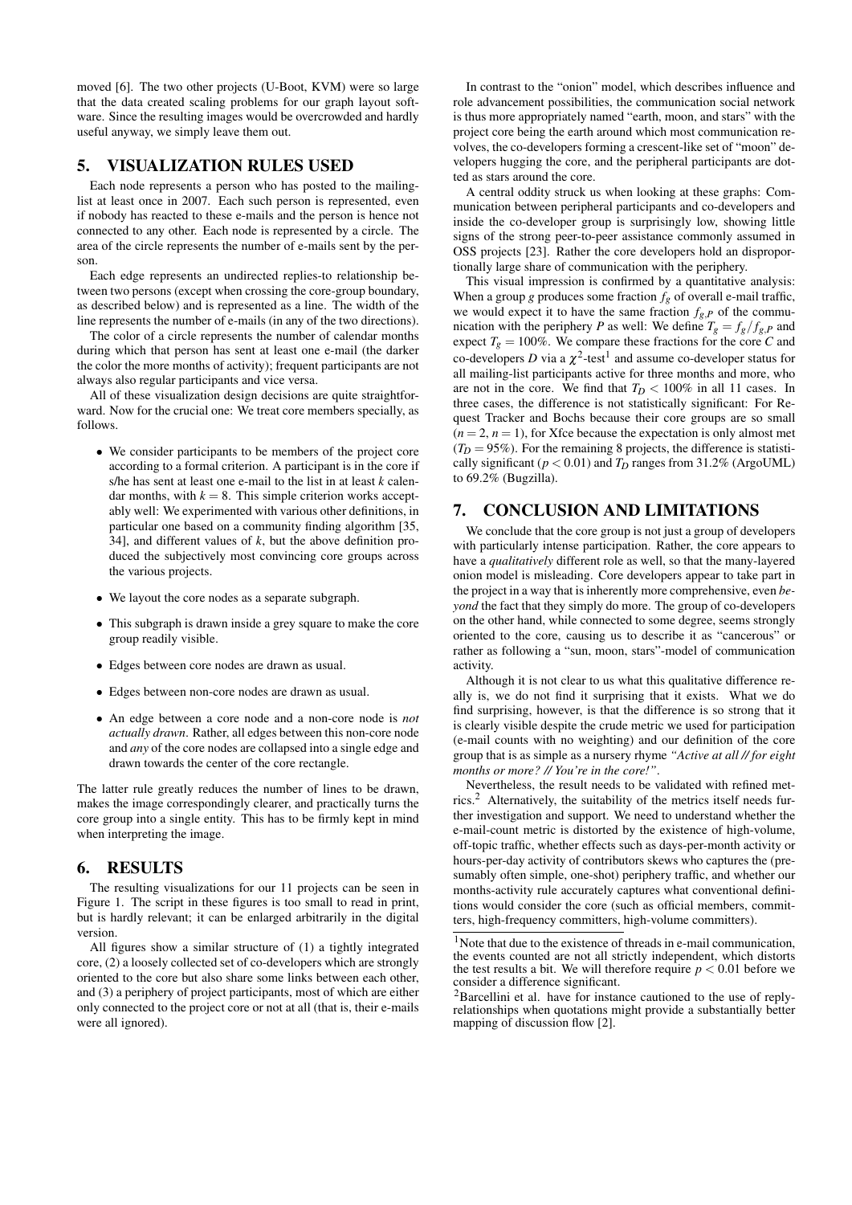moved [6]. The two other projects (U-Boot, KVM) were so large that the data created scaling problems for our graph layout software. Since the resulting images would be overcrowded and hardly useful anyway, we simply leave them out.

## 5. VISUALIZATION RULES USED

Each node represents a person who has posted to the mailing-list at least once in 2007. Each such person is represented, even if nobody has reacted to these e-mails and the person is hence not connected to any other. Each node is represented by a circle. The area of the circle represents the number of e-mails sent by the person.

Each edge represents an undirected replies-to relationship between two persons (except when crossing the core-group boundary, as described below) and is represented as a line. The width of the line represents the number of e-mails (in any of the two directions).

The color of a circle represents the number of calendar months during which that person has sent at least one e-mail (the darker the color the more months of activity); frequent participants are not always also regular participants and vice versa.

All of these visualization design decisions are quite straightforward. Now for the crucial one: We treat core members specially, as follows.

- We consider participants to be members of the project core according to a formal criterion. A participant is in the core if s/he has sent at least one e-mail to the list in at least $k$ calendar months, with $k = 8$. This simple criterion works acceptably well: We experimented with various other definitions, in particular one based on a community finding algorithm [35, 34], and different values of $k$, but the above definition produced the subjectively most convincing core groups across the various projects.
- We layout the core nodes as a separate subgraph.
- This subgraph is drawn inside a grey square to make the core group readily visible.
- Edges between core nodes are drawn as usual.
- Edges between non-core nodes are drawn as usual.
- An edge between a core node and a non-core node is *not actually drawn*. Rather, all edges between this non-core node and *any* of the core nodes are collapsed into a single edge and drawn towards the center of the core rectangle.

The latter rule greatly reduces the number of lines to be drawn, makes the image correspondingly clearer, and practically turns the core group into a single entity. This has to be firmly kept in mind when interpreting the image.

## 6. RESULTS

The resulting visualizations for our 11 projects can be seen in Figure 1. The script in these figures is too small to read in print, but is hardly relevant; it can be enlarged arbitrarily in the digital version.

All figures show a similar structure of (1) a tightly integrated core, (2) a loosely collected set of co-developers which are strongly oriented to the core but also share some links between each other, and (3) a periphery of project participants, most of which are either only connected to the project core or not at all (that is, their e-mails were all ignored).

In contrast to the "onion" model, which describes influence and role advancement possibilities, the communication social network is thus more appropriately named "earth, moon, and stars" with the project core being the earth around which most communication revolves, the co-developers forming a crescent-like set of "moon" developers hugging the core, and the peripheral participants are dotted as stars around the core.

A central oddity struck us when looking at these graphs: Communication between peripheral participants and co-developers and inside the co-developer group is surprisingly low, showing little signs of the strong peer-to-peer assistance commonly assumed in OSS projects [23]. Rather the core developers hold an disproportionally large share of communication with the periphery.

This visual impression is confirmed by a quantitative analysis: When a group $g$ produces some fraction $f_g$ of overall e-mail traffic, we would expect it to have the same fraction $f_{g,P}$ of the communication with the periphery $P$ as well: We define $T_g = f_g / f_{g,P}$ and expect $T_g = 100\%$. We compare these fractions for the core $C$ and co-developers $D$ via a $\chi^2$-test[1] and assume co-developer status for all mailing-list participants active for three months and more, who are not in the core. We find that $T_D < 100\%$ in all 11 cases. In three cases, the difference is not statistically significant: For Request Tracker and Bochs because their core groups are so small ($n = 2$, $n = 1$), for Xfce because the expectation is only almost met ($T_D = 95\%$). For the remaining 8 projects, the difference is statistically significant ($p < 0.01$) and $T_D$ ranges from 31.2% (ArgoUML) to 69.2% (Bugzilla).

## 7. CONCLUSION AND LIMITATIONS

We conclude that the core group is not just a group of developers with particularly intense participation. Rather, the core appears to have a *qualitatively* different role as well, so that the many-layered onion model is misleading. Core developers appear to take part in the project in a way that is inherently more comprehensive, even *beyond* the fact that they simply do more. The group of co-developers on the other hand, while connected to some degree, seems strongly oriented to the core, causing us to describe it as "cancerous" or rather as following a "sun, moon, stars"-model of communication activity.

Although it is not clear to us what this qualitative difference really is, we do not find it surprising that it exists. What we do find surprising, however, is that the difference is so strong that it is clearly visible despite the crude metric we used for participation (e-mail counts with no weighting) and our definition of the core group that is as simple as a nursery rhyme *"Active at all // for eight months or more? // You're in the core!"*.

Nevertheless, the result needs to be validated with refined metrics.[2] Alternatively, the suitability of the metrics itself needs further investigation and support. We need to understand whether the e-mail-count metric is distorted by the existence of high-volume, off-topic traffic, whether effects such as days-per-month activity or hours-per-day activity of contributors skews who captures the (presumably often simple, one-shot) periphery traffic, and whether our months-activity rule accurately captures what conventional definitions would consider the core (such as official members, committers, high-frequency committers, high-volume committers).

[1] Note that due to the existence of threads in e-mail communication, the events counted are not all strictly independent, which distorts the test results a bit. We will therefore require $p < 0.01$ before we consider a difference significant.

[2] Barcellini et al. have for instance cautioned to the use of reply-relationships when quotations might provide a substantially better mapping of discussion flow [2].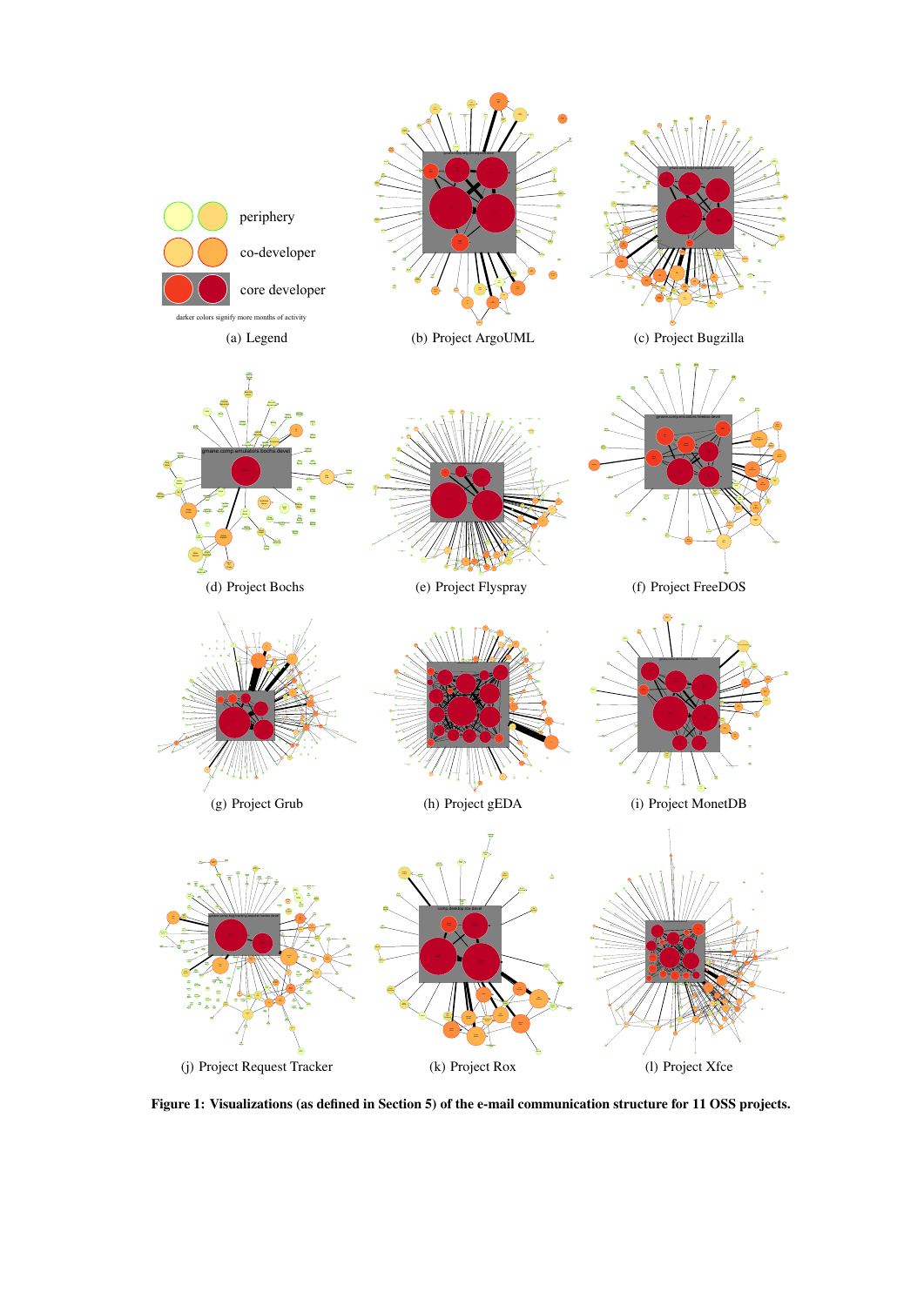periphery

co-developer

core developer

darker colors signify more months of activity

(a) Legend

(b) Project ArgoUML

(c) Project Bugzilla

(d) Project Bochs

(e) Project Flyspray

(f) Project FreeDOS

(g) Project Grub

(h) Project gEDA

(i) Project MonetDB

(j) Project Request Tracker

(k) Project Rox

(l) Project Xfce

**Figure 1: Visualizations (as defined in Section 5) of the e-mail communication structure for 11 OSS projects.**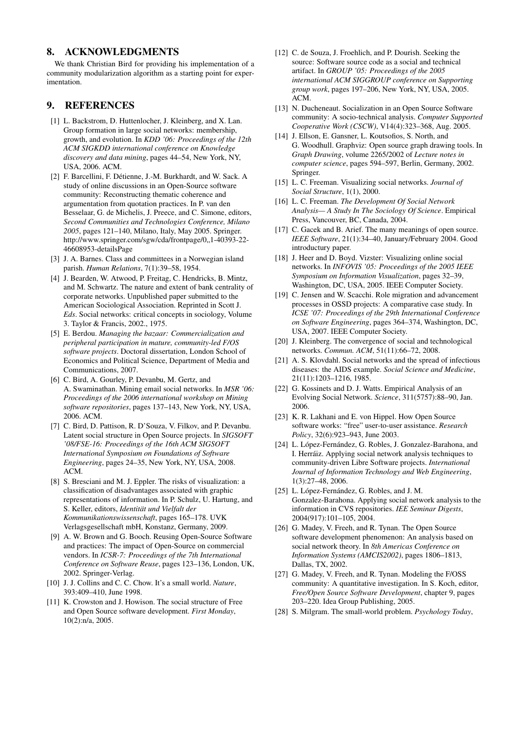## 8. ACKNOWLEDGMENTS

We thank Christian Bird for providing his implementation of a community modularization algorithm as a starting point for experimentation.

## 9. REFERENCES

- [1] L. Backstrom, D. Huttenlocher, J. Kleinberg, and X. Lan. Group formation in large social networks: membership, growth, and evolution. In *KDD '06: Proceedings of the 12th ACM SIGKDD international conference on Knowledge discovery and data mining*, pages 44–54, New York, NY, USA, 2006. ACM.
- [2] F. Barcellini, F. Détienne, J.-M. Burkhardt, and W. Sack. A study of online discussions in an Open-Source software community: Reconstructing thematic coherence and argumentation from quotation practices. In P. van den Besselaar, G. de Michelis, J. Preece, and C. Simone, editors, *Second Communities and Technologies Conference, Milano 2005*, pages 121–140, Milano, Italy, May 2005. Springer. http://www.springer.com/sgw/cda/frontpage/0,,1-40393-22-46608953-detailsPage
- [3] J. A. Barnes. Class and committees in a Norwegian island parish. *Human Relations*, 7(1):39–58, 1954.
- [4] J. Bearden, W. Atwood, P. Freitag, C. Hendricks, B. Mintz, and M. Schwartz. The nature and extent of bank centrality of corporate networks. Unpublished paper submitted to the American Sociological Association. Reprinted in Scott J. *Eds*. Social networks: critical concepts in sociology, Volume 3. Taylor & Francis, 2002., 1975.
- [5] E. Berdou. *Managing the bazaar: Commercialization and peripheral participation in mature, community-led F/OS software projects*. Doctoral dissertation, London School of Economics and Political Science, Department of Media and Communications, 2007.
- [6] C. Bird, A. Gourley, P. Devanbu, M. Gertz, and A. Swaminathan. Mining email social networks. In *MSR '06: Proceedings of the 2006 international workshop on Mining software repositories*, pages 137–143, New York, NY, USA, 2006. ACM.
- [7] C. Bird, D. Pattison, R. D'Souza, V. Filkov, and P. Devanbu. Latent social structure in Open Source projects. In *SIGSOFT '08/FSE-16: Proceedings of the 16th ACM SIGSOFT International Symposium on Foundations of Software Engineering*, pages 24–35, New York, NY, USA, 2008. ACM.
- [8] S. Bresciani and M. J. Eppler. The risks of visualization: a classification of disadvantages associated with graphic representations of information. In P. Schulz, U. Hartung, and S. Keller, editors, *Identität und Vielfalt der Kommunikationswissenschaft*, pages 165–178. UVK Verlagsgesellschaft mbH, Konstanz, Germany, 2009.
- [9] A. W. Brown and G. Booch. Reusing Open-Source Software and practices: The impact of Open-Source on commercial vendors. In *ICSR-7: Proceedings of the 7th International Conference on Software Reuse*, pages 123–136, London, UK, 2002. Springer-Verlag.
- [10] J. J. Collins and C. C. Chow. It's a small world. *Nature*, 393:409–410, June 1998.
- [11] K. Crowston and J. Howison. The social structure of Free and Open Source software development. *First Monday*, 10(2):n/a, 2005.
- [12] C. de Souza, J. Froehlich, and P. Dourish. Seeking the source: Software source code as a social and technical artifact. In *GROUP '05: Proceedings of the 2005 international ACM SIGGROUP conference on Supporting group work*, pages 197–206, New York, NY, USA, 2005. ACM.
- [13] N. Ducheneaut. Socialization in an Open Source Software community: A socio-technical analysis. *Computer Supported Cooperative Work (CSCW)*, V14(4):323–368, Aug. 2005.
- [14] J. Ellson, E. Gansner, L. Koutsofios, S. North, and G. Woodhull. Graphviz: Open source graph drawing tools. In *Graph Drawing*, volume 2265/2002 of *Lecture notes in computer science*, pages 594–597, Berlin, Germany, 2002. Springer.
- [15] L. C. Freeman. Visualizing social networks. *Journal of Social Structure*, 1(1), 2000.
- [16] L. C. Freeman. *The Development Of Social Network Analysis— A Study In The Sociology Of Science*. Empirical Press, Vancouver, BC, Canada, 2004.
- [17] C. Gacek and B. Arief. The many meanings of open source. *IEEE Software*, 21(1):34–40, January/February 2004. Good introductory paper.
- [18] J. Heer and D. Boyd. Vizster: Visualizing online social networks. In *INFOVIS '05: Proceedings of the 2005 IEEE Symposium on Information Visualization*, pages 32–39, Washington, DC, USA, 2005. IEEE Computer Society.
- [19] C. Jensen and W. Scacchi. Role migration and advancement processes in OSSD projects: A comparative case study. In *ICSE '07: Proceedings of the 29th International Conference on Software Engineering*, pages 364–374, Washington, DC, USA, 2007. IEEE Computer Society.
- [20] J. Kleinberg. The convergence of social and technological networks. *Commun. ACM*, 51(11):66–72, 2008.
- [21] A. S. Klovdahl. Social networks and the spread of infectious diseases: the AIDS example. *Social Science and Medicine*, 21(11):1203–1216, 1985.
- [22] G. Kossinets and D. J. Watts. Empirical Analysis of an Evolving Social Network. *Science*, 311(5757):88–90, Jan. 2006.
- [23] K. R. Lakhani and E. von Hippel. How Open Source software works: "free" user-to-user assistance. *Research Policy*, 32(6):923–943, June 2003.
- [24] L. López-Fernández, G. Robles, J. Gonzalez-Barahona, and I. Herráiz. Applying social network analysis techniques to community-driven Libre Software projects. *International Journal of Information Technology and Web Engineering*, 1(3):27–48, 2006.
- [25] L. López-Fernández, G. Robles, and J. M. Gonzalez-Barahona. Applying social network analysis to the information in CVS repositories. *IEE Seminar Digests*, 2004(917):101–105, 2004.
- [26] G. Madey, V. Freeh, and R. Tynan. The Open Source software development phenomenon: An analysis based on social network theory. In *8th Americas Conference on Information Systems (AMCIS2002)*, pages 1806–1813, Dallas, TX, 2002.
- [27] G. Madey, V. Freeh, and R. Tynan. Modeling the F/OSS community: A quantitative investigation. In S. Koch, editor, *Free/Open Source Software Development*, chapter 9, pages 203–220. Idea Group Publishing, 2005.
- [28] S. Milgram. The small-world problem. *Psychology Today*,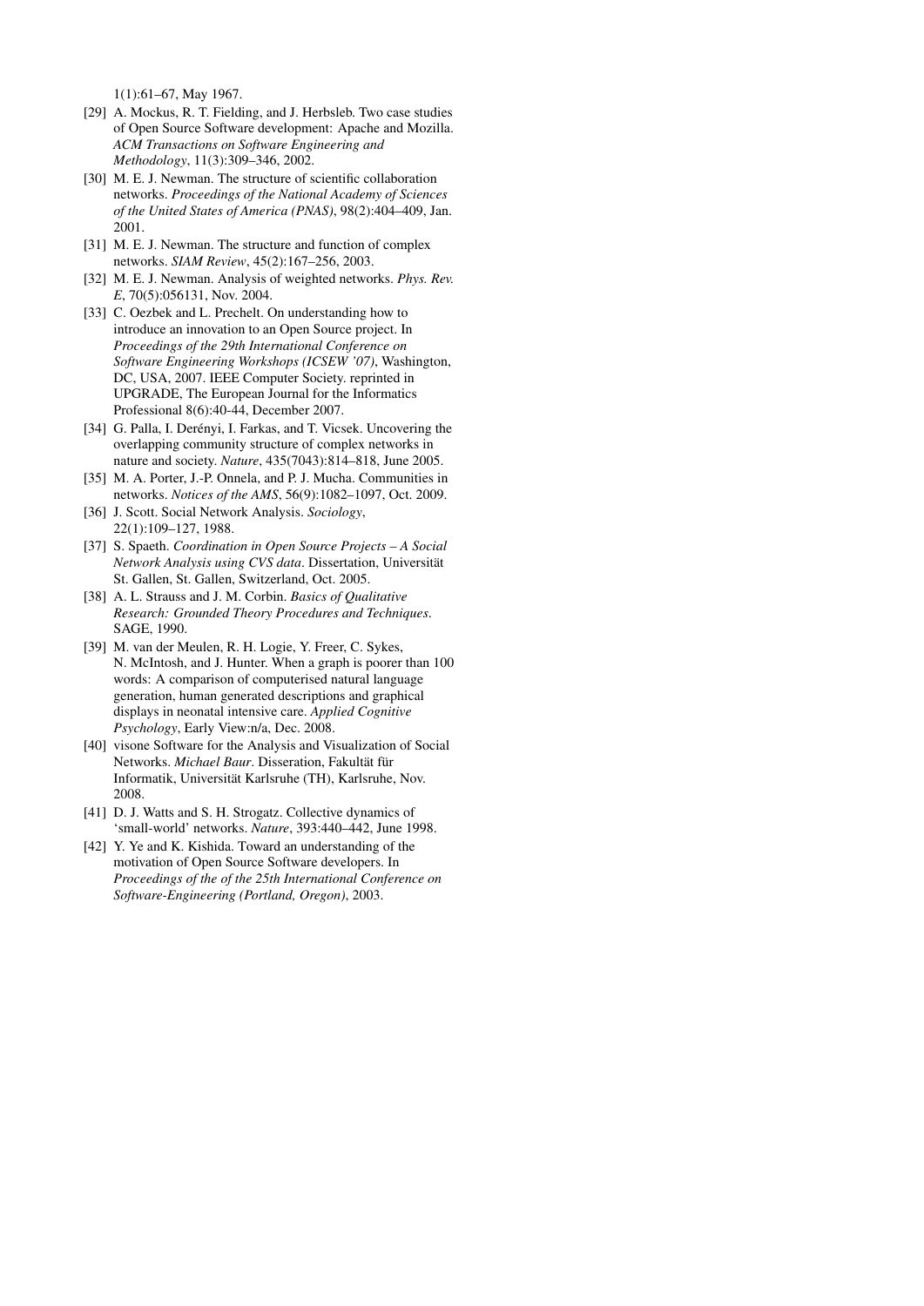1(1):61–67, May 1967.

[29] A. Mockus, R. T. Fielding, and J. Herbsleb. Two case studies of Open Source Software development: Apache and Mozilla. *ACM Transactions on Software Engineering and Methodology*, 11(3):309–346, 2002.

[30] M. E. J. Newman. The structure of scientific collaboration networks. *Proceedings of the National Academy of Sciences of the United States of America (PNAS)*, 98(2):404–409, Jan. 2001.

[31] M. E. J. Newman. The structure and function of complex networks. *SIAM Review*, 45(2):167–256, 2003.

[32] M. E. J. Newman. Analysis of weighted networks. *Phys. Rev. E*, 70(5):056131, Nov. 2004.

[33] C. Oezbek and L. Prechelt. On understanding how to introduce an innovation to an Open Source project. In *Proceedings of the 29th International Conference on Software Engineering Workshops (ICSEW '07)*, Washington, DC, USA, 2007. IEEE Computer Society. reprinted in UPGRADE, The European Journal for the Informatics Professional 8(6):40-44, December 2007.

[34] G. Palla, I. Derényi, I. Farkas, and T. Vicsek. Uncovering the overlapping community structure of complex networks in nature and society. *Nature*, 435(7043):814–818, June 2005.

[35] M. A. Porter, J.-P. Onnela, and P. J. Mucha. Communities in networks. *Notices of the AMS*, 56(9):1082–1097, Oct. 2009.

[36] J. Scott. Social Network Analysis. *Sociology*, 22(1):109–127, 1988.

[37] S. Spaeth. *Coordination in Open Source Projects – A Social Network Analysis using CVS data*. Dissertation, Universität St. Gallen, St. Gallen, Switzerland, Oct. 2005.

[38] A. L. Strauss and J. M. Corbin. *Basics of Qualitative Research: Grounded Theory Procedures and Techniques*. SAGE, 1990.

[39] M. van der Meulen, R. H. Logie, Y. Freer, C. Sykes, N. McIntosh, and J. Hunter. When a graph is poorer than 100 words: A comparison of computerised natural language generation, human generated descriptions and graphical displays in neonatal intensive care. *Applied Cognitive Psychology*, Early View:n/a, Dec. 2008.

[40] visone Software for the Analysis and Visualization of Social Networks. *Michael Baur*. Disseration, Fakultät für Informatik, Universität Karlsruhe (TH), Karlsruhe, Nov. 2008.

[41] D. J. Watts and S. H. Strogatz. Collective dynamics of 'small-world' networks. *Nature*, 393:440–442, June 1998.

[42] Y. Ye and K. Kishida. Toward an understanding of the motivation of Open Source Software developers. In *Proceedings of the of the 25th International Conference on Software-Engineering (Portland, Oregon)*, 2003.